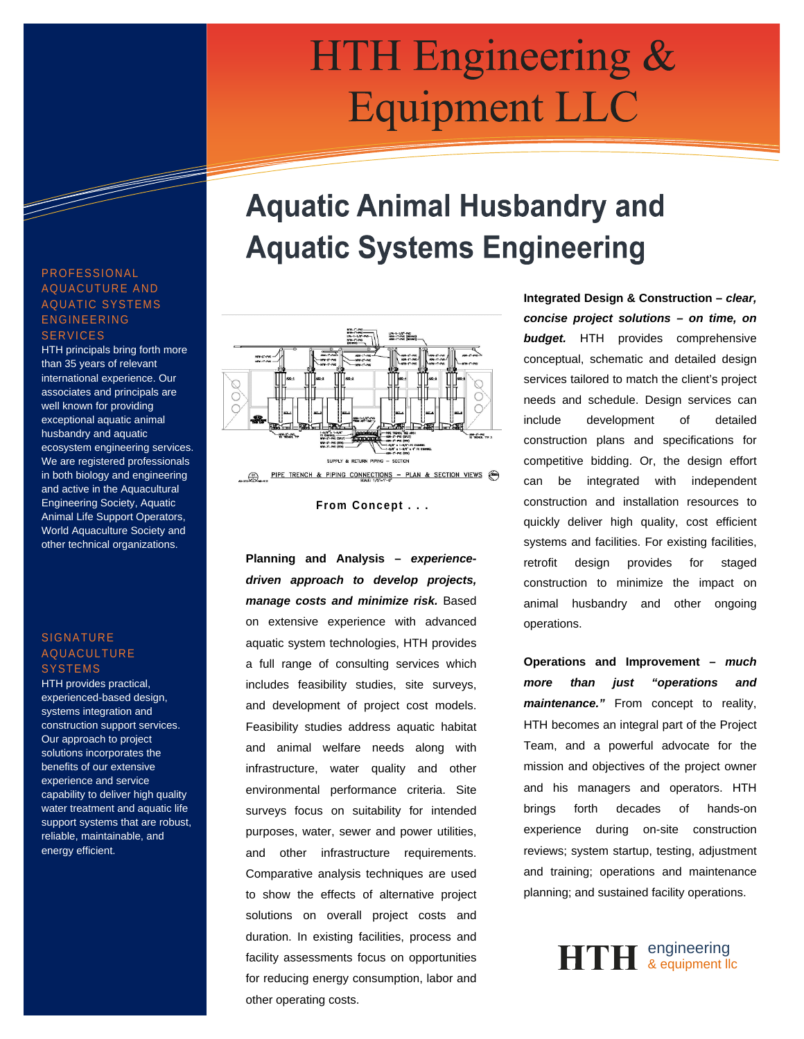# HTH Engineering & Equipment LLC

## Aquatic Animal Husbandry and Aquatic Systems Engineering

### PROFESSIONAL AQUACUTURE AND AQUATIC SYSTEMS ENGINEERING SERVICES

HTH principals bring forth more than 35 years of relevant international experience. Our associates and principals are well known for providing exceptional aquatic animal husbandry and aquatic ecosystem engineering services. We are registered professionals in both biology and engineering and active in the Aquacultural Engineering Society, Aquatic Animal Life Support Operators, World Aquaculture Society and other technical organizations.

### SIGNATURE AQUACULTURE SYSTEMS

HTH provides practical, experienced-based design, systems integration and construction support services. Our approach to project solutions incorporates the benefits of our extensive experience and service capability to deliver high quality water treatment and aquatic life support systems that are robust, reliable, maintainable, and energy efficient.

PIPE TRENCH & PIPING CONNECTIONS – PLAN & SECTION VIEWS

**From Concept . . .**

**Planning and Analysis –** ***experience-driven approach to develop projects, manage costs and minimize risk.*** Based on extensive experience with advanced aquatic system technologies, HTH provides a full range of consulting services which includes feasibility studies, site surveys, and development of project cost models. Feasibility studies address aquatic habitat and animal welfare needs along with infrastructure, water quality and other environmental performance criteria. Site surveys focus on suitability for intended purposes, water, sewer and power utilities, and other infrastructure requirements. Comparative analysis techniques are used to show the effects of alternative project solutions on overall project costs and duration. In existing facilities, process and facility assessments focus on opportunities for reducing energy consumption, labor and other operating costs.

**Integrated Design & Construction –** ***clear, concise project solutions – on time, on budget.*** HTH provides comprehensive conceptual, schematic and detailed design services tailored to match the client's project needs and schedule. Design services can include development of detailed construction plans and specifications for competitive bidding. Or, the design effort can be integrated with independent construction and installation resources to quickly deliver high quality, cost efficient systems and facilities. For existing facilities, retrofit design provides for staged construction to minimize the impact on animal husbandry and other ongoing operations.

**Operations and Improvement –** ***much more than just "operations and maintenance."*** From concept to reality, HTH becomes an integral part of the Project Team, and a powerful advocate for the mission and objectives of the project owner and his managers and operators. HTH brings forth decades of hands-on experience during on-site construction reviews; system startup, testing, adjustment and training; operations and maintenance planning; and sustained facility operations.

HTH engineering & equipment llc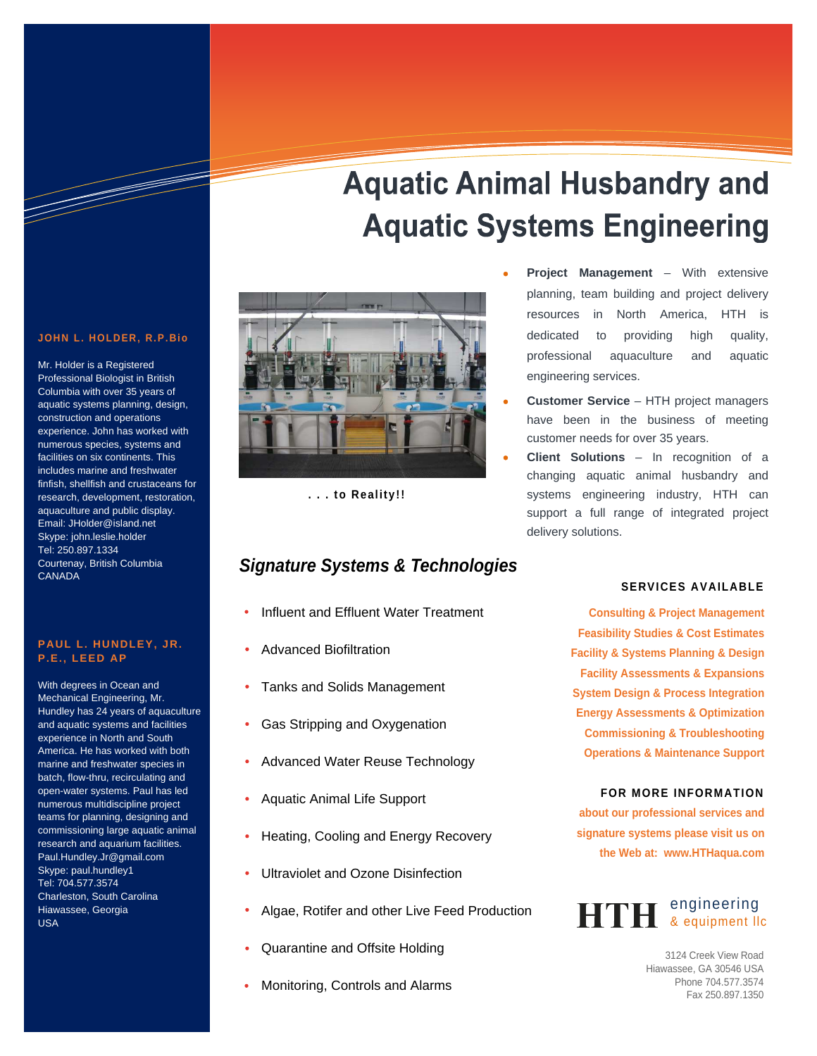# Aquatic Animal Husbandry and Aquatic Systems Engineering

**JOHN L. HOLDER, R.P.Bio**

Mr. Holder is a Registered Professional Biologist in British Columbia with over 35 years of aquatic systems planning, design, construction and operations experience. John has worked with numerous species, systems and facilities on six continents. This includes marine and freshwater finfish, shellfish and crustaceans for research, development, restoration, aquaculture and public display.
Email: JHolder@island.net
Skype: john.leslie.holder
Tel: 250.897.1334
Courtenay, British Columbia
CANADA

**PAUL L. HUNDLEY, JR. P.E., LEED AP**

With degrees in Ocean and Mechanical Engineering, Mr. Hundley has 24 years of aquaculture and aquatic systems and facilities experience in North and South America. He has worked with both marine and freshwater species in batch, flow-thru, recirculating and open-water systems. Paul has led numerous multidiscipline project teams for planning, designing and commissioning large aquatic animal research and aquarium facilities.
Paul.Hundley.Jr@gmail.com
Skype: paul.hundley1
Tel: 704.577.3574
Charleston, South Carolina
Hiawassee, Georgia
USA

**. . . to Reality!!**

- **Project Management** – With extensive planning, team building and project delivery resources in North America, HTH is dedicated to providing high quality, professional aquaculture and aquatic engineering services.
- **Customer Service** – HTH project managers have been in the business of meeting customer needs for over 35 years.
- **Client Solutions** – In recognition of a changing aquatic animal husbandry and systems engineering industry, HTH can support a full range of integrated project delivery solutions.

## *Signature Systems & Technologies*

- Influent and Effluent Water Treatment
- Advanced Biofiltration
- Tanks and Solids Management
- Gas Stripping and Oxygenation
- Advanced Water Reuse Technology
- Aquatic Animal Life Support
- Heating, Cooling and Energy Recovery
- Ultraviolet and Ozone Disinfection
- Algae, Rotifer and other Live Feed Production
- Quarantine and Offsite Holding
- Monitoring, Controls and Alarms

**SERVICES AVAILABLE**

Consulting & Project Management
Feasibility Studies & Cost Estimates
Facility & Systems Planning & Design
Facility Assessments & Expansions
System Design & Process Integration
Energy Assessments & Optimization
Commissioning & Troubleshooting
Operations & Maintenance Support

**FOR MORE INFORMATION**

about our professional services and signature systems please visit us on the Web at: www.HTHaqua.com

HTH engineering & equipment llc

3124 Creek View Road
Hiawassee, GA 30546 USA
Phone 704.577.3574
Fax 250.897.1350